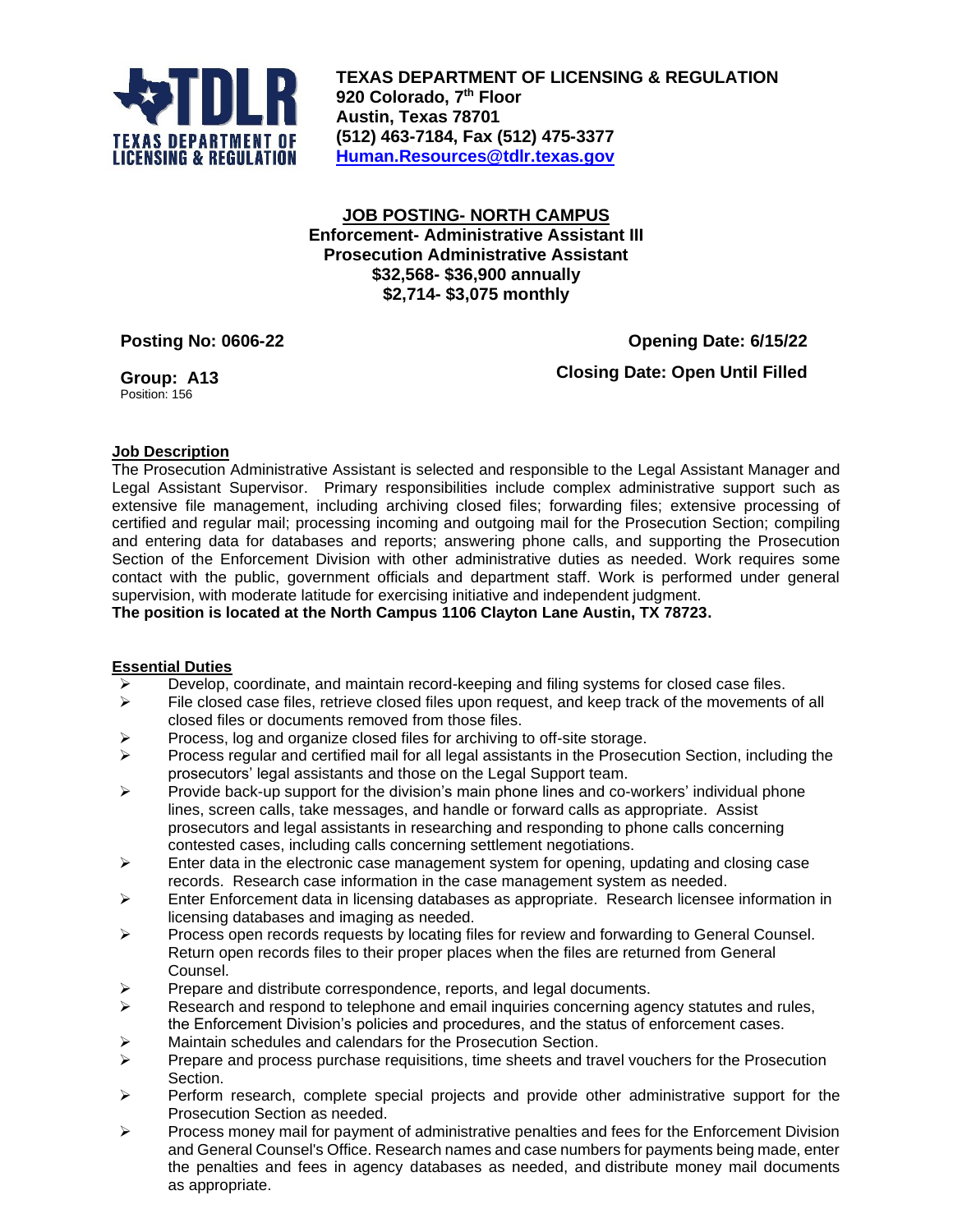**TEXAS DEPARTMENT OF LICENSING & REGULATION**
**920 Colorado, 7th Floor**
**Austin, Texas 78701**
**(512) 463-7184, Fax (512) 475-3377**
**Human.Resources@tdlr.texas.gov**

## JOB POSTING- NORTH CAMPUS

**Enforcement- Administrative Assistant III**
**Prosecution Administrative Assistant**
**$32,568- $36,900 annually**
**$2,714- $3,075 monthly**

**Posting No: 0606-22**

**Opening Date: 6/15/22**

**Group: A13**
Position: 156

**Closing Date: Open Until Filled**

### Job Description

The Prosecution Administrative Assistant is selected and responsible to the Legal Assistant Manager and Legal Assistant Supervisor. Primary responsibilities include complex administrative support such as extensive file management, including archiving closed files; forwarding files; extensive processing of certified and regular mail; processing incoming and outgoing mail for the Prosecution Section; compiling and entering data for databases and reports; answering phone calls, and supporting the Prosecution Section of the Enforcement Division with other administrative duties as needed. Work requires some contact with the public, government officials and department staff. Work is performed under general supervision, with moderate latitude for exercising initiative and independent judgment.

**The position is located at the North Campus 1106 Clayton Lane Austin, TX 78723.**

### Essential Duties

- Develop, coordinate, and maintain record-keeping and filing systems for closed case files.
- File closed case files, retrieve closed files upon request, and keep track of the movements of all closed files or documents removed from those files.
- Process, log and organize closed files for archiving to off-site storage.
- Process regular and certified mail for all legal assistants in the Prosecution Section, including the prosecutors' legal assistants and those on the Legal Support team.
- Provide back-up support for the division's main phone lines and co-workers' individual phone lines, screen calls, take messages, and handle or forward calls as appropriate. Assist prosecutors and legal assistants in researching and responding to phone calls concerning contested cases, including calls concerning settlement negotiations.
- Enter data in the electronic case management system for opening, updating and closing case records. Research case information in the case management system as needed.
- Enter Enforcement data in licensing databases as appropriate. Research licensee information in licensing databases and imaging as needed.
- Process open records requests by locating files for review and forwarding to General Counsel. Return open records files to their proper places when the files are returned from General Counsel.
- Prepare and distribute correspondence, reports, and legal documents.
- Research and respond to telephone and email inquiries concerning agency statutes and rules, the Enforcement Division's policies and procedures, and the status of enforcement cases.
- Maintain schedules and calendars for the Prosecution Section.
- Prepare and process purchase requisitions, time sheets and travel vouchers for the Prosecution Section.
- Perform research, complete special projects and provide other administrative support for the Prosecution Section as needed.
- Process money mail for payment of administrative penalties and fees for the Enforcement Division and General Counsel's Office. Research names and case numbers for payments being made, enter the penalties and fees in agency databases as needed, and distribute money mail documents as appropriate.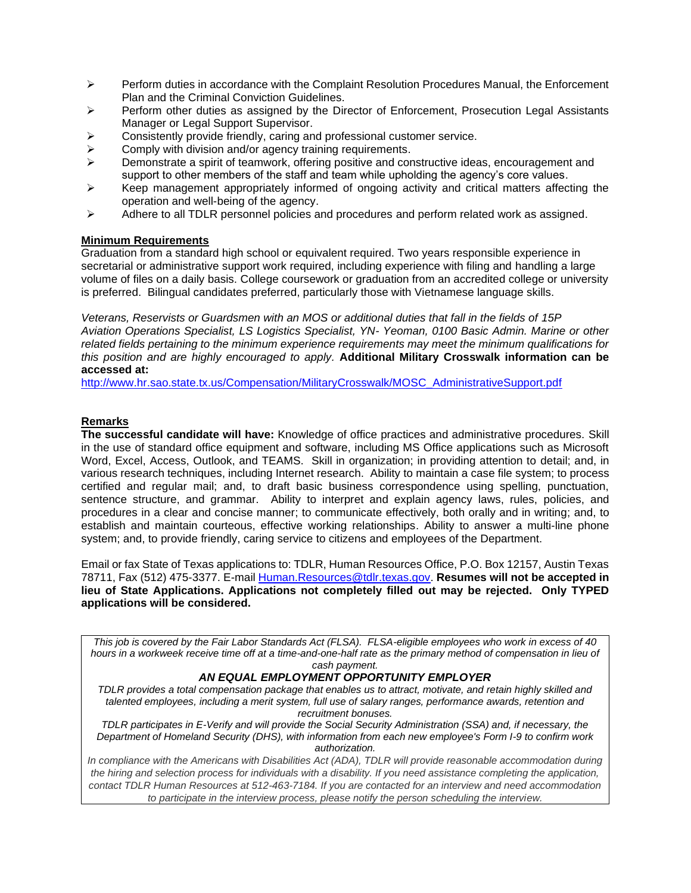- Perform duties in accordance with the Complaint Resolution Procedures Manual, the Enforcement Plan and the Criminal Conviction Guidelines.
- Perform other duties as assigned by the Director of Enforcement, Prosecution Legal Assistants Manager or Legal Support Supervisor.
- Consistently provide friendly, caring and professional customer service.
- Comply with division and/or agency training requirements.
- Demonstrate a spirit of teamwork, offering positive and constructive ideas, encouragement and support to other members of the staff and team while upholding the agency's core values.
- Keep management appropriately informed of ongoing activity and critical matters affecting the operation and well-being of the agency.
- Adhere to all TDLR personnel policies and procedures and perform related work as assigned.

**Minimum Requirements**

Graduation from a standard high school or equivalent required. Two years responsible experience in secretarial or administrative support work required, including experience with filing and handling a large volume of files on a daily basis. College coursework or graduation from an accredited college or university is preferred. Bilingual candidates preferred, particularly those with Vietnamese language skills.

*Veterans, Reservists or Guardsmen with an MOS or additional duties that fall in the fields of 15P Aviation Operations Specialist, LS Logistics Specialist, YN- Yeoman, 0100 Basic Admin. Marine or other related fields pertaining to the minimum experience requirements may meet the minimum qualifications for this position and are highly encouraged to apply.* **Additional Military Crosswalk information can be accessed at:**
http://www.hr.sao.state.tx.us/Compensation/MilitaryCrosswalk/MOSC_AdministrativeSupport.pdf

**Remarks**

**The successful candidate will have:** Knowledge of office practices and administrative procedures. Skill in the use of standard office equipment and software, including MS Office applications such as Microsoft Word, Excel, Access, Outlook, and TEAMS. Skill in organization; in providing attention to detail; and, in various research techniques, including Internet research. Ability to maintain a case file system; to process certified and regular mail; and, to draft basic business correspondence using spelling, punctuation, sentence structure, and grammar. Ability to interpret and explain agency laws, rules, policies, and procedures in a clear and concise manner; to communicate effectively, both orally and in writing; and, to establish and maintain courteous, effective working relationships. Ability to answer a multi-line phone system; and, to provide friendly, caring service to citizens and employees of the Department.

Email or fax State of Texas applications to: TDLR, Human Resources Office, P.O. Box 12157, Austin Texas 78711, Fax (512) 475-3377. E-mail Human.Resources@tdlr.texas.gov. **Resumes will not be accepted in lieu of State Applications. Applications not completely filled out may be rejected. Only TYPED applications will be considered.**

*This job is covered by the Fair Labor Standards Act (FLSA). FLSA-eligible employees who work in excess of 40 hours in a workweek receive time off at a time-and-one-half rate as the primary method of compensation in lieu of cash payment.*

***AN EQUAL EMPLOYMENT OPPORTUNITY EMPLOYER***

*TDLR provides a total compensation package that enables us to attract, motivate, and retain highly skilled and talented employees, including a merit system, full use of salary ranges, performance awards, retention and recruitment bonuses.*

*TDLR participates in E-Verify and will provide the Social Security Administration (SSA) and, if necessary, the Department of Homeland Security (DHS), with information from each new employee's Form I-9 to confirm work authorization.*

*In compliance with the Americans with Disabilities Act (ADA), TDLR will provide reasonable accommodation during the hiring and selection process for individuals with a disability. If you need assistance completing the application, contact TDLR Human Resources at 512-463-7184. If you are contacted for an interview and need accommodation to participate in the interview process, please notify the person scheduling the interview.*